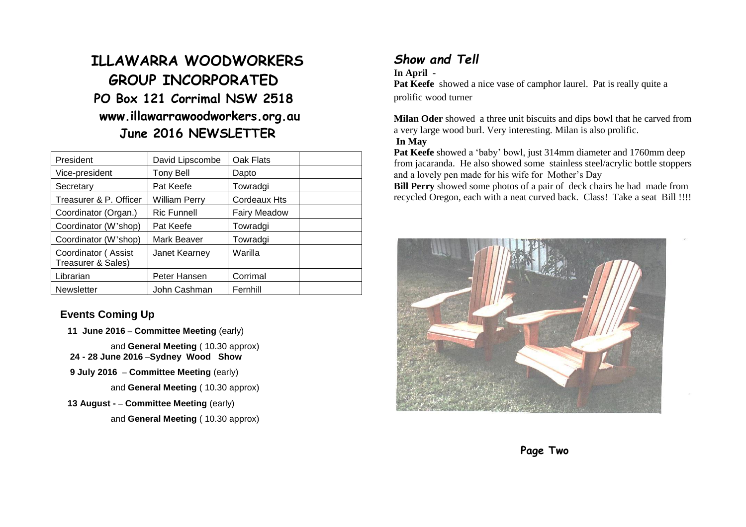# ILLAWARRA WOODWORKERS GROUP INCORPORATED

## PO Box 121 Corrimal NSW 2518

## www.illawarrawoodworkers.org.au

## June 2016 NEWSLETTER

| | | | |
|---|---|---|---|
| President | David Lipscombe | Oak Flats | |
| Vice-president | Tony Bell | Dapto | |
| Secretary | Pat Keefe | Towradgi | |
| Treasurer & P. Officer | William Perry | Cordeaux Hts | |
| Coordinator (Organ.) | Ric Funnell | Fairy Meadow | |
| Coordinator (W'shop) | Pat Keefe | Towradgi | |
| Coordinator (W'shop) | Mark Beaver | Towradgi | |
| Coordinator ( Assist Treasurer & Sales) | Janet Kearney | Warilla | |
| Librarian | Peter Hansen | Corrimal | |
| Newsletter | John Cashman | Fernhill | |

### Events Coming Up

**11 June 2016** – **Committee Meeting** (early)

and **General Meeting** ( 10.30 approx)

**24 - 28 June 2016** –**Sydney Wood Show**

**9 July 2016** – **Committee Meeting** (early)

and **General Meeting** ( 10.30 approx)

**13 August -** – **Committee Meeting** (early)

and **General Meeting** ( 10.30 approx)

## *Show and Tell*

**In April** -

**Pat Keefe** showed a nice vase of camphor laurel. Pat is really quite a prolific wood turner

**Milan Oder** showed a three unit biscuits and dips bowl that he carved from a very large wood burl. Very interesting. Milan is also prolific.

**In May**

**Pat Keefe** showed a 'baby' bowl, just 314mm diameter and 1760mm deep from jacaranda. He also showed some stainless steel/acrylic bottle stoppers and a lovely pen made for his wife for Mother's Day

**Bill Perry** showed some photos of a pair of deck chairs he had made from recycled Oregon, each with a neat curved back. Class! Take a seat Bill !!!!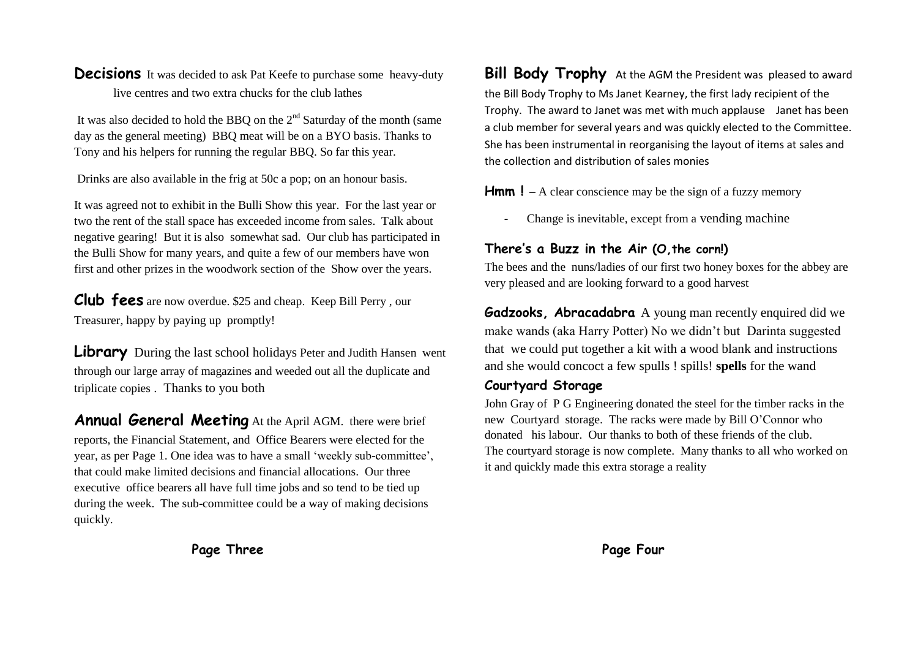**Decisions** It was decided to ask Pat Keefe to purchase some heavy-duty live centres and two extra chucks for the club lathes

It was also decided to hold the BBQ on the 2nd Saturday of the month (same day as the general meeting) BBQ meat will be on a BYO basis. Thanks to Tony and his helpers for running the regular BBQ. So far this year.

Drinks are also available in the frig at 50c a pop; on an honour basis.

It was agreed not to exhibit in the Bulli Show this year. For the last year or two the rent of the stall space has exceeded income from sales. Talk about negative gearing! But it is also somewhat sad. Our club has participated in the Bulli Show for many years, and quite a few of our members have won first and other prizes in the woodwork section of the Show over the years.

**Club fees** are now overdue. $25 and cheap. Keep Bill Perry , our Treasurer, happy by paying up promptly!

**Library** During the last school holidays Peter and Judith Hansen went through our large array of magazines and weeded out all the duplicate and triplicate copies . Thanks to you both

**Annual General Meeting** At the April AGM. there were brief reports, the Financial Statement, and Office Bearers were elected for the year, as per Page 1. One idea was to have a small 'weekly sub-committee', that could make limited decisions and financial allocations. Our three executive office bearers all have full time jobs and so tend to be tied up during the week. The sub-committee could be a way of making decisions quickly.

**Bill Body Trophy** At the AGM the President was pleased to award the Bill Body Trophy to Ms Janet Kearney, the first lady recipient of the Trophy. The award to Janet was met with much applause Janet has been a club member for several years and was quickly elected to the Committee. She has been instrumental in reorganising the layout of items at sales and the collection and distribution of sales monies

**Hmm !** – A clear conscience may be the sign of a fuzzy memory

- Change is inevitable, except from a vending machine

**There's a Buzz in the Air (O,the corn!)**

The bees and the nuns/ladies of our first two honey boxes for the abbey are very pleased and are looking forward to a good harvest

**Gadzooks, Abracadabra** A young man recently enquired did we make wands (aka Harry Potter) No we didn't but Darinta suggested that we could put together a kit with a wood blank and instructions and she would concoct a few spulls ! spills! **spells** for the wand

**Courtyard Storage**

John Gray of P G Engineering donated the steel for the timber racks in the new Courtyard storage. The racks were made by Bill O'Connor who donated his labour. Our thanks to both of these friends of the club.
The courtyard storage is now complete. Many thanks to all who worked on it and quickly made this extra storage a reality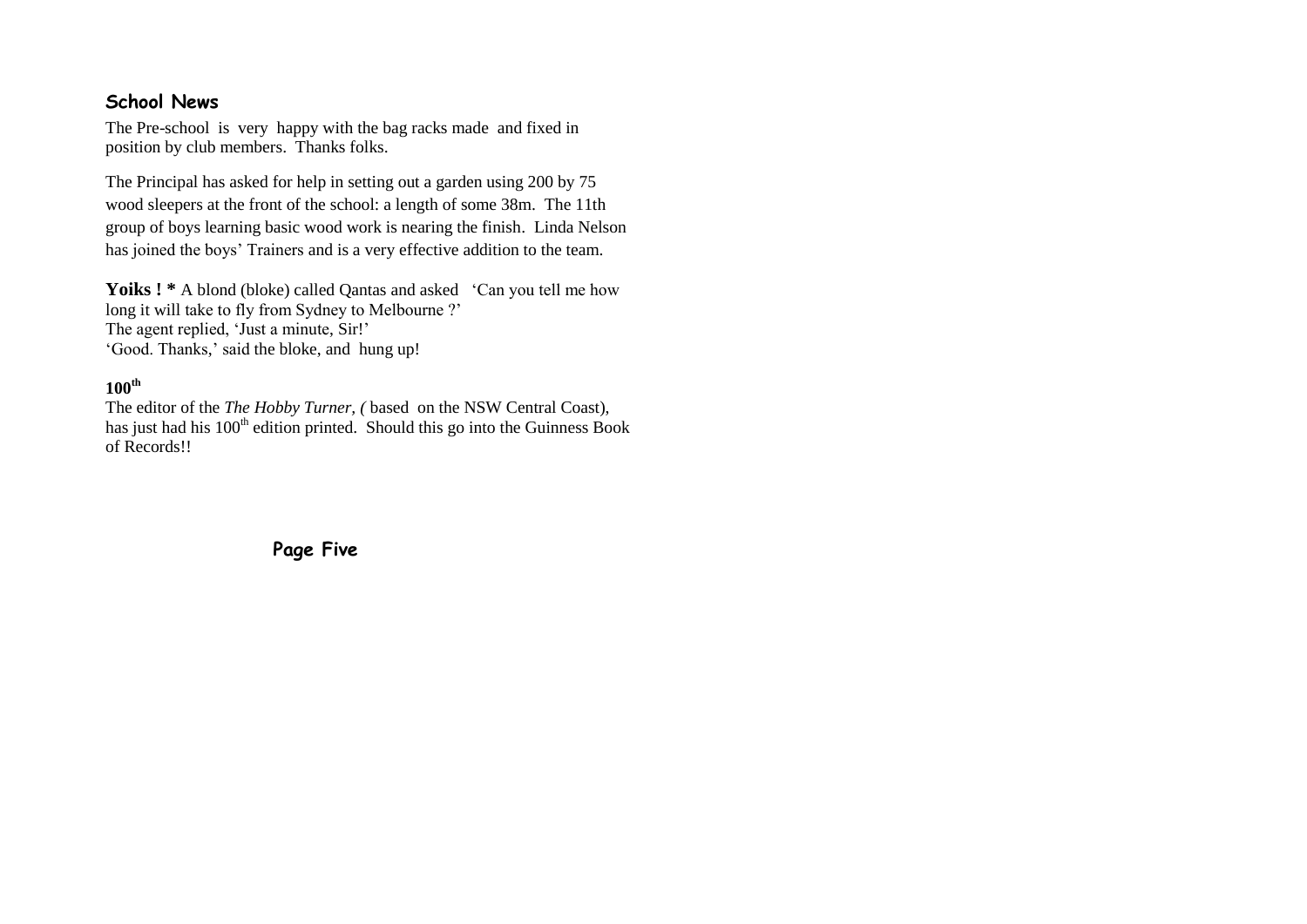## School News

The Pre-school is very happy with the bag racks made and fixed in position by club members. Thanks folks.

The Principal has asked for help in setting out a garden using 200 by 75 wood sleepers at the front of the school: a length of some 38m. The 11th group of boys learning basic wood work is nearing the finish. Linda Nelson has joined the boys' Trainers and is a very effective addition to the team.

**Yoiks ! *** A blond (bloke) called Qantas and asked 'Can you tell me how long it will take to fly from Sydney to Melbourne ?'
The agent replied, 'Just a minute, Sir!'
'Good. Thanks,' said the bloke, and hung up!

**100th**

The editor of the *The Hobby Turner, (* based on the NSW Central Coast), has just had his 100th edition printed. Should this go into the Guinness Book of Records!!